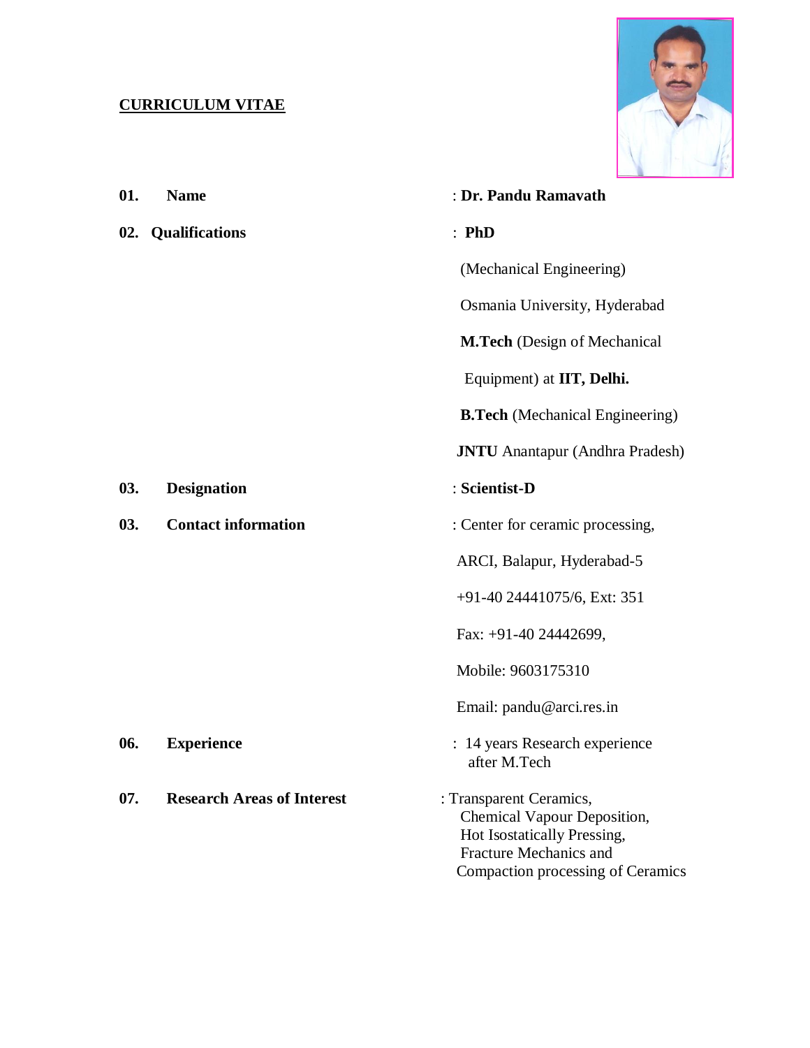# CURRICULUM VITAE

| | | |
|---|---|---|
| **01.** | **Name** | : **Dr. Pandu Ramavath** |
| **02.** | **Qualifications** | : **PhD** (Mechanical Engineering) Osmania University, Hyderabad<br>**M.Tech** (Design of Mechanical Equipment) at **IIT, Delhi.**<br>**B.Tech** (Mechanical Engineering) **JNTU** Anantapur (Andhra Pradesh) |
| **03.** | **Designation** | : **Scientist-D** |
| **03.** | **Contact information** | : Center for ceramic processing, ARCI, Balapur, Hyderabad-5<br>+91-40 24441075/6, Ext: 351<br>Fax: +91-40 24442699,<br>Mobile: 9603175310<br>Email: pandu@arci.res.in |
| **06.** | **Experience** | : 14 years Research experience after M.Tech |
| **07.** | **Research Areas of Interest** | : Transparent Ceramics, Chemical Vapour Deposition, Hot Isostatically Pressing, Fracture Mechanics and Compaction processing of Ceramics |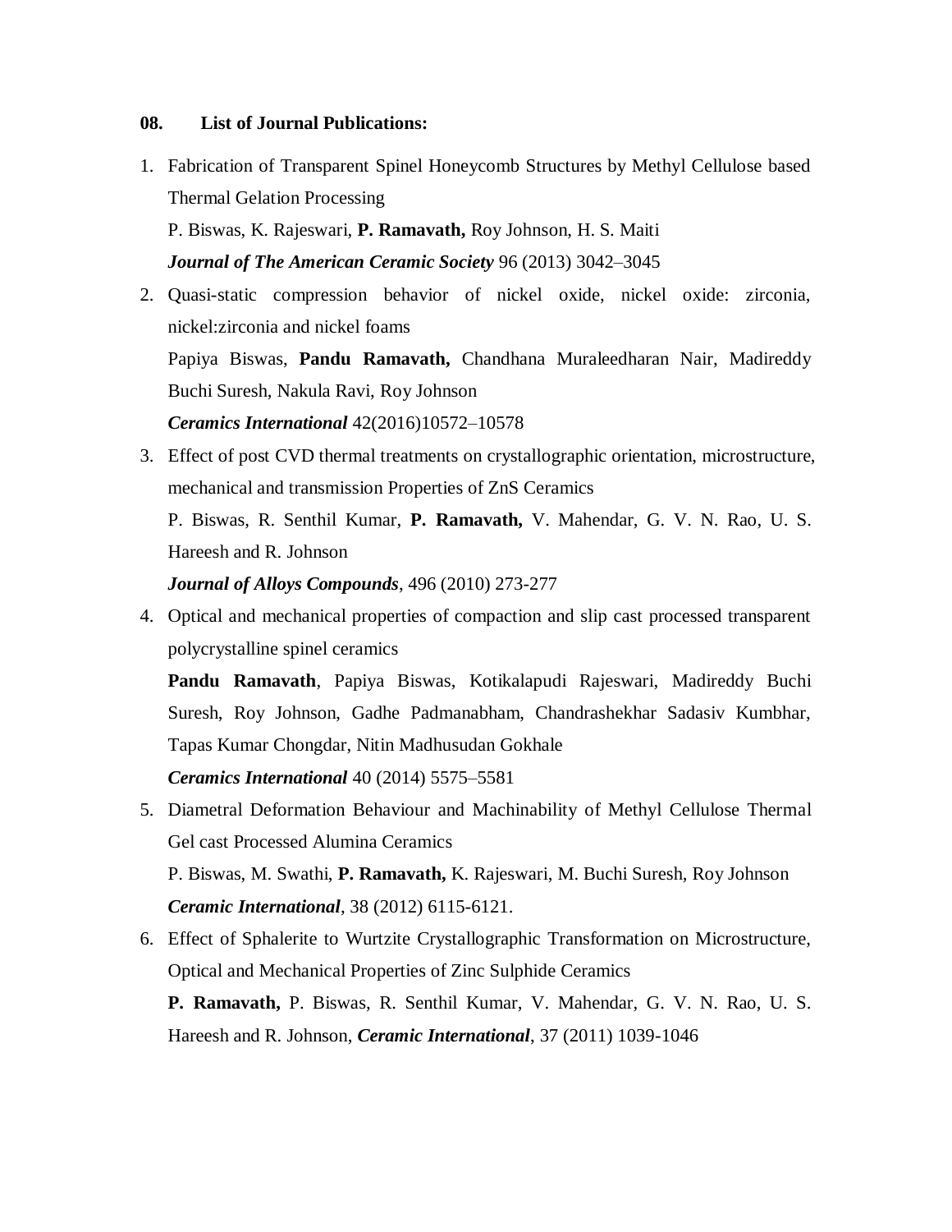**08. List of Journal Publications:**

1. Fabrication of Transparent Spinel Honeycomb Structures by Methyl Cellulose based Thermal Gelation Processing

   P. Biswas, K. Rajeswari, **P. Ramavath,** Roy Johnson, H. S. Maiti

   ***Journal of The American Ceramic Society*** 96 (2013) 3042–3045

2. Quasi-static compression behavior of nickel oxide, nickel oxide: zirconia, nickel:zirconia and nickel foams

   Papiya Biswas, **Pandu Ramavath,** Chandhana Muraleedharan Nair, Madireddy Buchi Suresh, Nakula Ravi, Roy Johnson

   ***Ceramics International*** 42(2016)10572–10578

3. Effect of post CVD thermal treatments on crystallographic orientation, microstructure, mechanical and transmission Properties of ZnS Ceramics

   P. Biswas, R. Senthil Kumar, **P. Ramavath,** V. Mahendar, G. V. N. Rao, U. S. Hareesh and R. Johnson

   ***Journal of Alloys Compounds***, 496 (2010) 273-277

4. Optical and mechanical properties of compaction and slip cast processed transparent polycrystalline spinel ceramics

   **Pandu Ramavath**, Papiya Biswas, Kotikalapudi Rajeswari, Madireddy Buchi Suresh, Roy Johnson, Gadhe Padmanabham, Chandrashekhar Sadasiv Kumbhar, Tapas Kumar Chongdar, Nitin Madhusudan Gokhale

   ***Ceramics International*** 40 (2014) 5575–5581

5. Diametral Deformation Behaviour and Machinability of Methyl Cellulose Thermal Gel cast Processed Alumina Ceramics

   P. Biswas, M. Swathi, **P. Ramavath,** K. Rajeswari, M. Buchi Suresh, Roy Johnson

   ***Ceramic International***, 38 (2012) 6115-6121.

6. Effect of Sphalerite to Wurtzite Crystallographic Transformation on Microstructure, Optical and Mechanical Properties of Zinc Sulphide Ceramics

   **P. Ramavath,** P. Biswas, R. Senthil Kumar, V. Mahendar, G. V. N. Rao, U. S. Hareesh and R. Johnson, ***Ceramic International***, 37 (2011) 1039-1046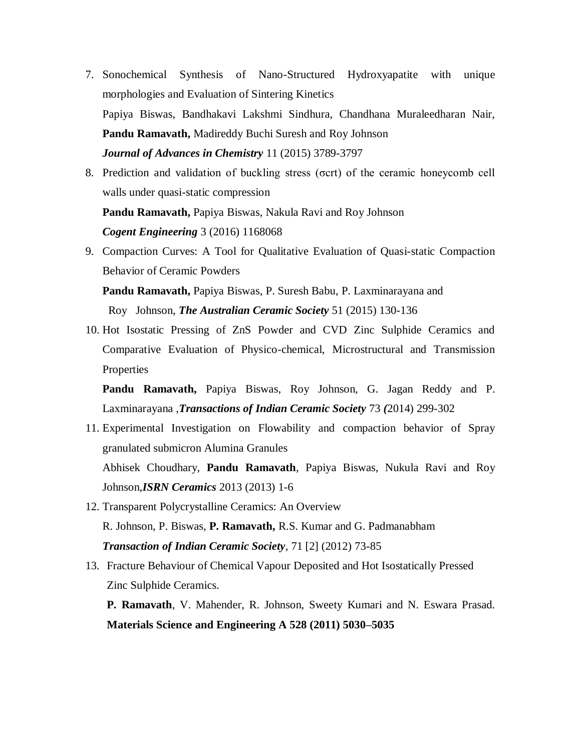7. Sonochemical Synthesis of Nano-Structured Hydroxyapatite with unique morphologies and Evaluation of Sintering Kinetics

   Papiya Biswas, Bandhakavi Lakshmi Sindhura, Chandhana Muraleedharan Nair, **Pandu Ramavath,** Madireddy Buchi Suresh and Roy Johnson

   ***Journal of Advances in Chemistry*** 11 (2015) 3789-3797

8. Prediction and validation of buckling stress (σcrt) of the ceramic honeycomb cell walls under quasi-static compression

   **Pandu Ramavath,** Papiya Biswas, Nakula Ravi and Roy Johnson

   ***Cogent Engineering*** 3 (2016) 1168068

9. Compaction Curves: A Tool for Qualitative Evaluation of Quasi-static Compaction Behavior of Ceramic Powders

   **Pandu Ramavath,** Papiya Biswas, P. Suresh Babu, P. Laxminarayana and Roy Johnson, ***The Australian Ceramic Society*** 51 (2015) 130-136

10. Hot Isostatic Pressing of ZnS Powder and CVD Zinc Sulphide Ceramics and Comparative Evaluation of Physico-chemical, Microstructural and Transmission Properties

    **Pandu Ramavath,** Papiya Biswas, Roy Johnson, G. Jagan Reddy and P. Laxminarayana ,***Transactions of Indian Ceramic Society*** 73 ***(***2014) 299-302

11. Experimental Investigation on Flowability and compaction behavior of Spray granulated submicron Alumina Granules

    Abhisek Choudhary, **Pandu Ramavath**, Papiya Biswas, Nukula Ravi and Roy Johnson,***ISRN Ceramics*** 2013 (2013) 1-6

12. Transparent Polycrystalline Ceramics: An Overview

    R. Johnson, P. Biswas, **P. Ramavath,** R.S. Kumar and G. Padmanabham

    ***Transaction of Indian Ceramic Society***, 71 [2] (2012) 73-85

13. Fracture Behaviour of Chemical Vapour Deposited and Hot Isostatically Pressed Zinc Sulphide Ceramics.

    **P. Ramavath**, V. Mahender, R. Johnson, Sweety Kumari and N. Eswara Prasad. **Materials Science and Engineering A 528 (2011) 5030–5035**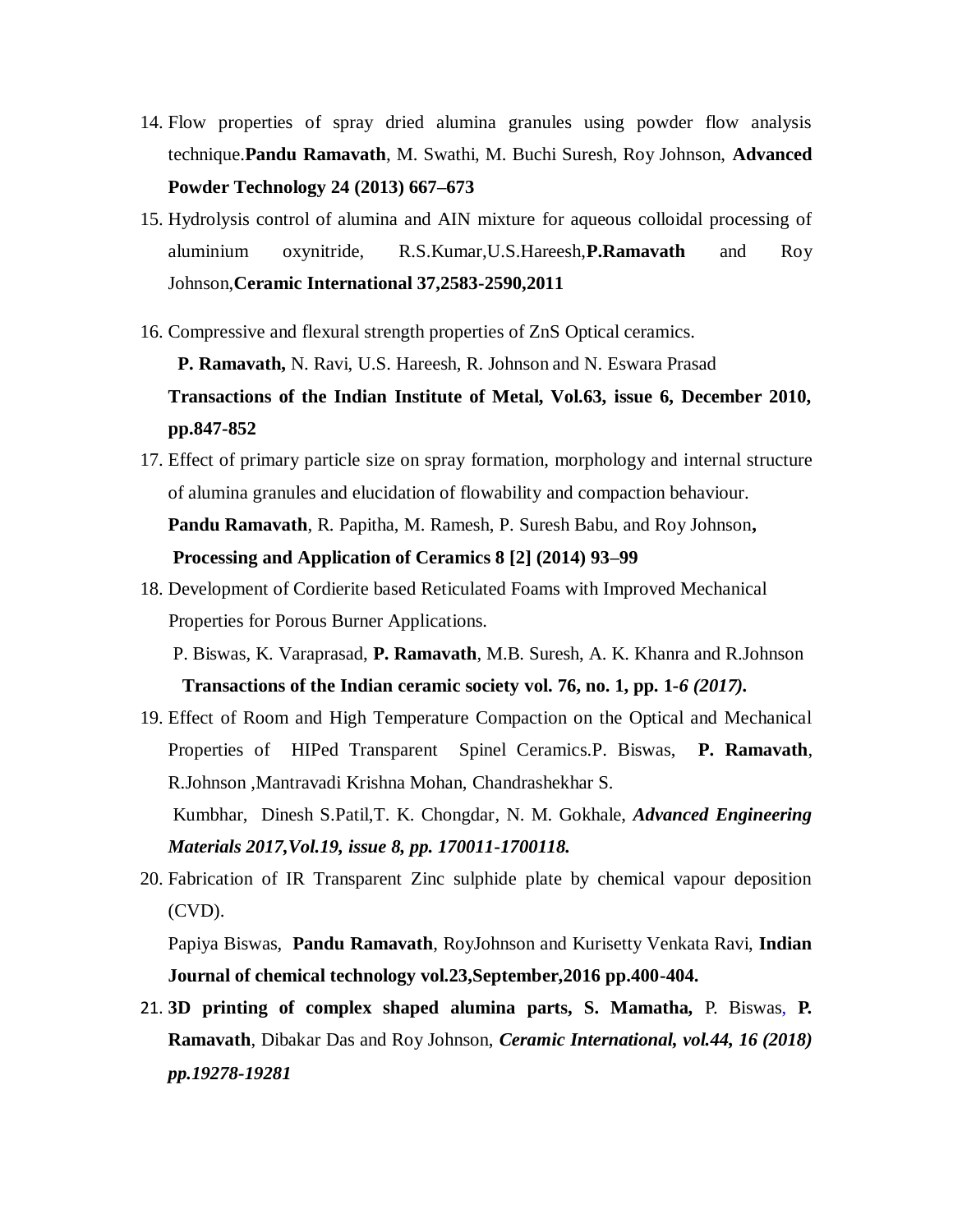14. Flow properties of spray dried alumina granules using powder flow analysis technique.**Pandu Ramavath**, M. Swathi, M. Buchi Suresh, Roy Johnson, **Advanced Powder Technology 24 (2013) 667–673**

15. Hydrolysis control of alumina and AIN mixture for aqueous colloidal processing of aluminium oxynitride, R.S.Kumar,U.S.Hareesh,**P.Ramavath** and Roy Johnson,**Ceramic International 37,2583-2590,2011**

16. Compressive and flexural strength properties of ZnS Optical ceramics.
    **P. Ramavath,** N. Ravi, U.S. Hareesh, R. Johnson and N. Eswara Prasad
    **Transactions of the Indian Institute of Metal, Vol.63, issue 6, December 2010, pp.847-852**

17. Effect of primary particle size on spray formation, morphology and internal structure of alumina granules and elucidation of flowability and compaction behaviour.
    **Pandu Ramavath**, R. Papitha, M. Ramesh, P. Suresh Babu, and Roy Johnson**,**
    **Processing and Application of Ceramics 8 [2] (2014) 93–99**

18. Development of Cordierite based Reticulated Foams with Improved Mechanical Properties for Porous Burner Applications.
    P. Biswas, K. Varaprasad, **P. Ramavath**, M.B. Suresh, A. K. Khanra and R.Johnson
    **Transactions of the Indian ceramic society vol. 76, no. 1, pp. 1-*6 (2017).***

19. Effect of Room and High Temperature Compaction on the Optical and Mechanical Properties of HIPed Transparent Spinel Ceramics.P. Biswas, **P. Ramavath**, R.Johnson ,Mantravadi Krishna Mohan, Chandrashekhar S. Kumbhar, Dinesh S.Patil,T. K. Chongdar, N. M. Gokhale, ***Advanced Engineering Materials 2017,Vol.19, issue 8, pp. 170011-1700118.***

20. Fabrication of IR Transparent Zinc sulphide plate by chemical vapour deposition (CVD).
    Papiya Biswas, **Pandu Ramavath**, RoyJohnson and Kurisetty Venkata Ravi, **Indian Journal of chemical technology vol.23,September,2016 pp.400-404.**

21. **3D printing of complex shaped alumina parts, S. Mamatha,** P. Biswas, **P. Ramavath**, Dibakar Das and Roy Johnson, ***Ceramic International, vol.44, 16 (2018) pp.19278-19281***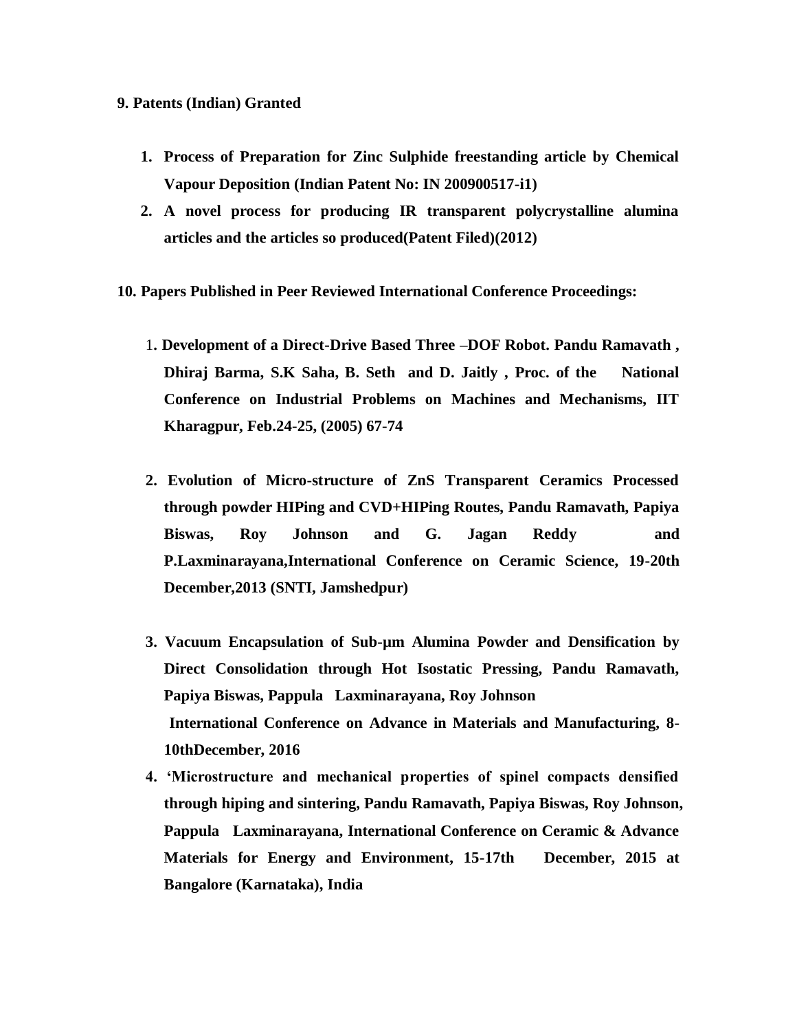**9. Patents (Indian) Granted**

1. **Process of Preparation for Zinc Sulphide freestanding article by Chemical Vapour Deposition (Indian Patent No: IN 200900517-i1)**
2. **A novel process for producing IR transparent polycrystalline alumina articles and the articles so produced(Patent Filed)(2012)**

**10. Papers Published in Peer Reviewed International Conference Proceedings:**

1. **Development of a Direct-Drive Based Three –DOF Robot. Pandu Ramavath , Dhiraj Barma, S.K Saha, B. Seth and D. Jaitly , Proc. of the National Conference on Industrial Problems on Machines and Mechanisms, IIT Kharagpur, Feb.24-25, (2005) 67-74**

2. **Evolution of Micro-structure of ZnS Transparent Ceramics Processed through powder HIPing and CVD+HIPing Routes, Pandu Ramavath, Papiya Biswas, Roy Johnson and G. Jagan Reddy and P.Laxminarayana,International Conference on Ceramic Science, 19-20th December,2013 (SNTI, Jamshedpur)**

3. **Vacuum Encapsulation of Sub-μm Alumina Powder and Densification by Direct Consolidation through Hot Isostatic Pressing, Pandu Ramavath, Papiya Biswas, Pappula Laxminarayana, Roy Johnson International Conference on Advance in Materials and Manufacturing, 8-10thDecember, 2016**

4. **'Microstructure and mechanical properties of spinel compacts densified through hiping and sintering, Pandu Ramavath, Papiya Biswas, Roy Johnson, Pappula Laxminarayana, International Conference on Ceramic & Advance Materials for Energy and Environment, 15-17th December, 2015 at Bangalore (Karnataka), India**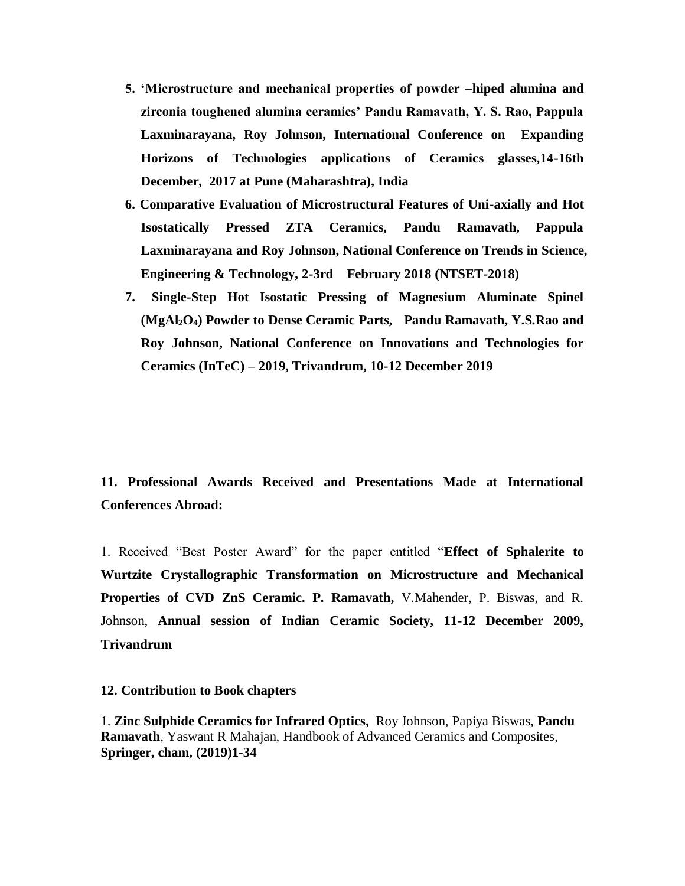5. **'Microstructure and mechanical properties of powder –hiped alumina and zirconia toughened alumina ceramics' Pandu Ramavath, Y. S. Rao, Pappula Laxminarayana, Roy Johnson, International Conference on Expanding Horizons of Technologies applications of Ceramics glasses,14-16th December, 2017 at Pune (Maharashtra), India**
6. **Comparative Evaluation of Microstructural Features of Uni-axially and Hot Isostatically Pressed ZTA Ceramics, Pandu Ramavath, Pappula Laxminarayana and Roy Johnson, National Conference on Trends in Science, Engineering & Technology, 2-3rd February 2018 (NTSET-2018)**
7. **Single-Step Hot Isostatic Pressing of Magnesium Aluminate Spinel ($MgAl_2O_4$) Powder to Dense Ceramic Parts, Pandu Ramavath, Y.S.Rao and Roy Johnson, National Conference on Innovations and Technologies for Ceramics (InTeC) – 2019, Trivandrum, 10-12 December 2019**

**11. Professional Awards Received and Presentations Made at International Conferences Abroad:**

1. Received "Best Poster Award" for the paper entitled "**Effect of Sphalerite to Wurtzite Crystallographic Transformation on Microstructure and Mechanical Properties of CVD ZnS Ceramic. P. Ramavath,** V.Mahender, P. Biswas, and R. Johnson, **Annual session of Indian Ceramic Society, 11-12 December 2009, Trivandrum**

**12. Contribution to Book chapters**

1. **Zinc Sulphide Ceramics for Infrared Optics,** Roy Johnson, Papiya Biswas, **Pandu Ramavath**, Yaswant R Mahajan, Handbook of Advanced Ceramics and Composites, **Springer, cham, (2019)1-34**